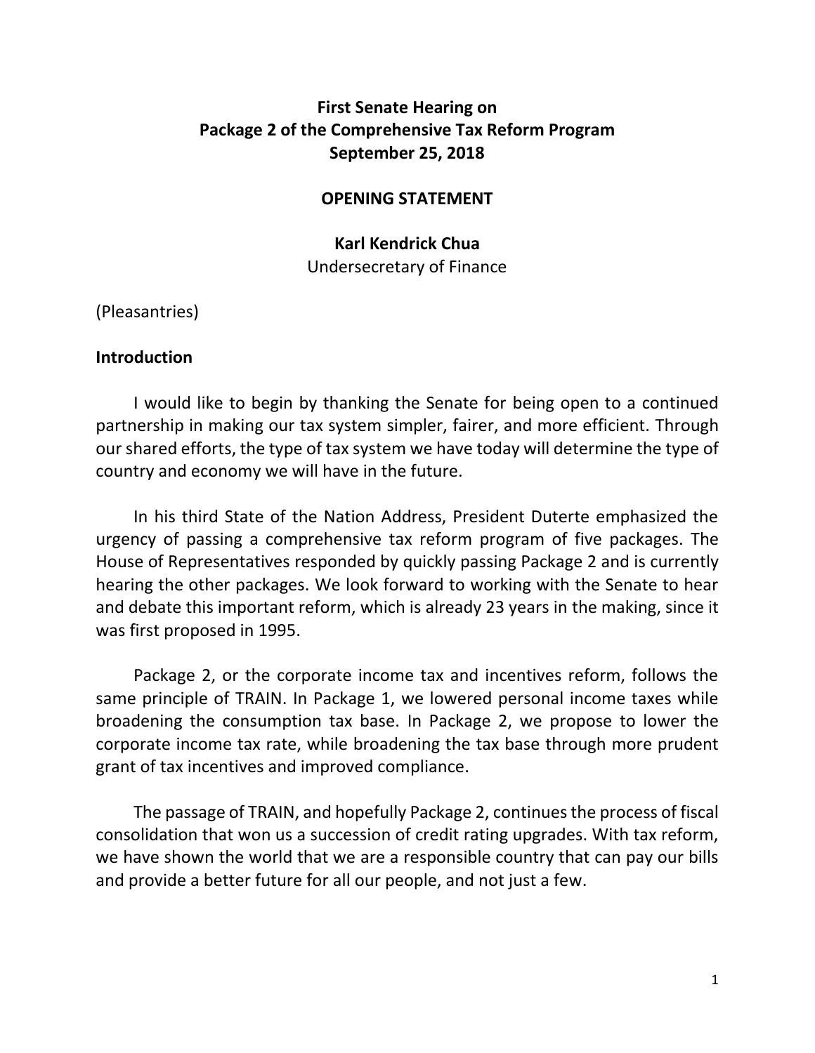**First Senate Hearing on**
**Package 2 of the Comprehensive Tax Reform Program**
**September 25, 2018**

**OPENING STATEMENT**

**Karl Kendrick Chua**
Undersecretary of Finance

(Pleasantries)

## Introduction

I would like to begin by thanking the Senate for being open to a continued partnership in making our tax system simpler, fairer, and more efficient. Through our shared efforts, the type of tax system we have today will determine the type of country and economy we will have in the future.

In his third State of the Nation Address, President Duterte emphasized the urgency of passing a comprehensive tax reform program of five packages. The House of Representatives responded by quickly passing Package 2 and is currently hearing the other packages. We look forward to working with the Senate to hear and debate this important reform, which is already 23 years in the making, since it was first proposed in 1995.

Package 2, or the corporate income tax and incentives reform, follows the same principle of TRAIN. In Package 1, we lowered personal income taxes while broadening the consumption tax base. In Package 2, we propose to lower the corporate income tax rate, while broadening the tax base through more prudent grant of tax incentives and improved compliance.

The passage of TRAIN, and hopefully Package 2, continues the process of fiscal consolidation that won us a succession of credit rating upgrades. With tax reform, we have shown the world that we are a responsible country that can pay our bills and provide a better future for all our people, and not just a few.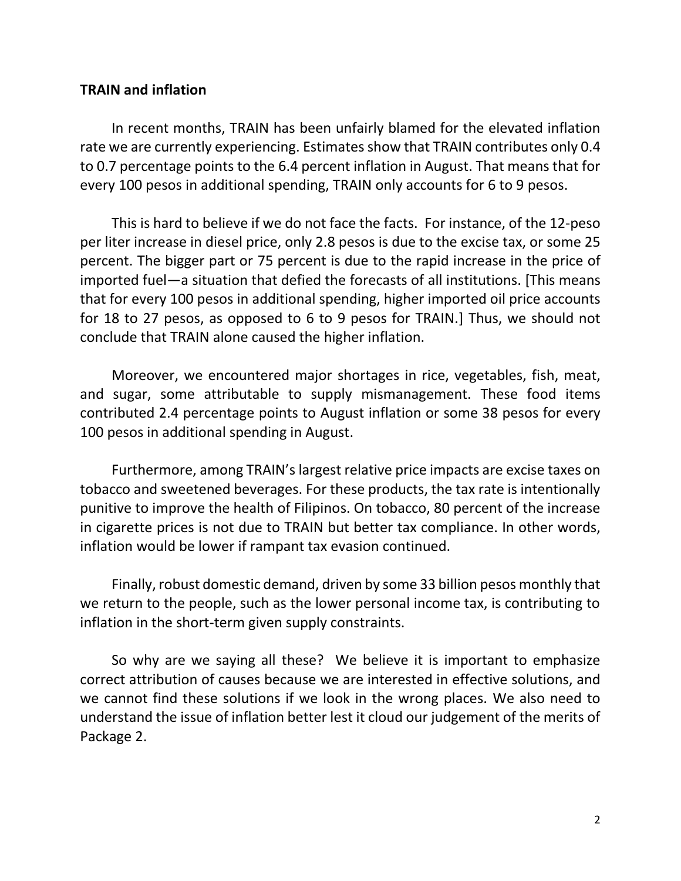**TRAIN and inflation**

In recent months, TRAIN has been unfairly blamed for the elevated inflation rate we are currently experiencing. Estimates show that TRAIN contributes only 0.4 to 0.7 percentage points to the 6.4 percent inflation in August. That means that for every 100 pesos in additional spending, TRAIN only accounts for 6 to 9 pesos.

This is hard to believe if we do not face the facts. For instance, of the 12-peso per liter increase in diesel price, only 2.8 pesos is due to the excise tax, or some 25 percent. The bigger part or 75 percent is due to the rapid increase in the price of imported fuel—a situation that defied the forecasts of all institutions. [This means that for every 100 pesos in additional spending, higher imported oil price accounts for 18 to 27 pesos, as opposed to 6 to 9 pesos for TRAIN.] Thus, we should not conclude that TRAIN alone caused the higher inflation.

Moreover, we encountered major shortages in rice, vegetables, fish, meat, and sugar, some attributable to supply mismanagement. These food items contributed 2.4 percentage points to August inflation or some 38 pesos for every 100 pesos in additional spending in August.

Furthermore, among TRAIN's largest relative price impacts are excise taxes on tobacco and sweetened beverages. For these products, the tax rate is intentionally punitive to improve the health of Filipinos. On tobacco, 80 percent of the increase in cigarette prices is not due to TRAIN but better tax compliance. In other words, inflation would be lower if rampant tax evasion continued.

Finally, robust domestic demand, driven by some 33 billion pesos monthly that we return to the people, such as the lower personal income tax, is contributing to inflation in the short-term given supply constraints.

So why are we saying all these? We believe it is important to emphasize correct attribution of causes because we are interested in effective solutions, and we cannot find these solutions if we look in the wrong places. We also need to understand the issue of inflation better lest it cloud our judgement of the merits of Package 2.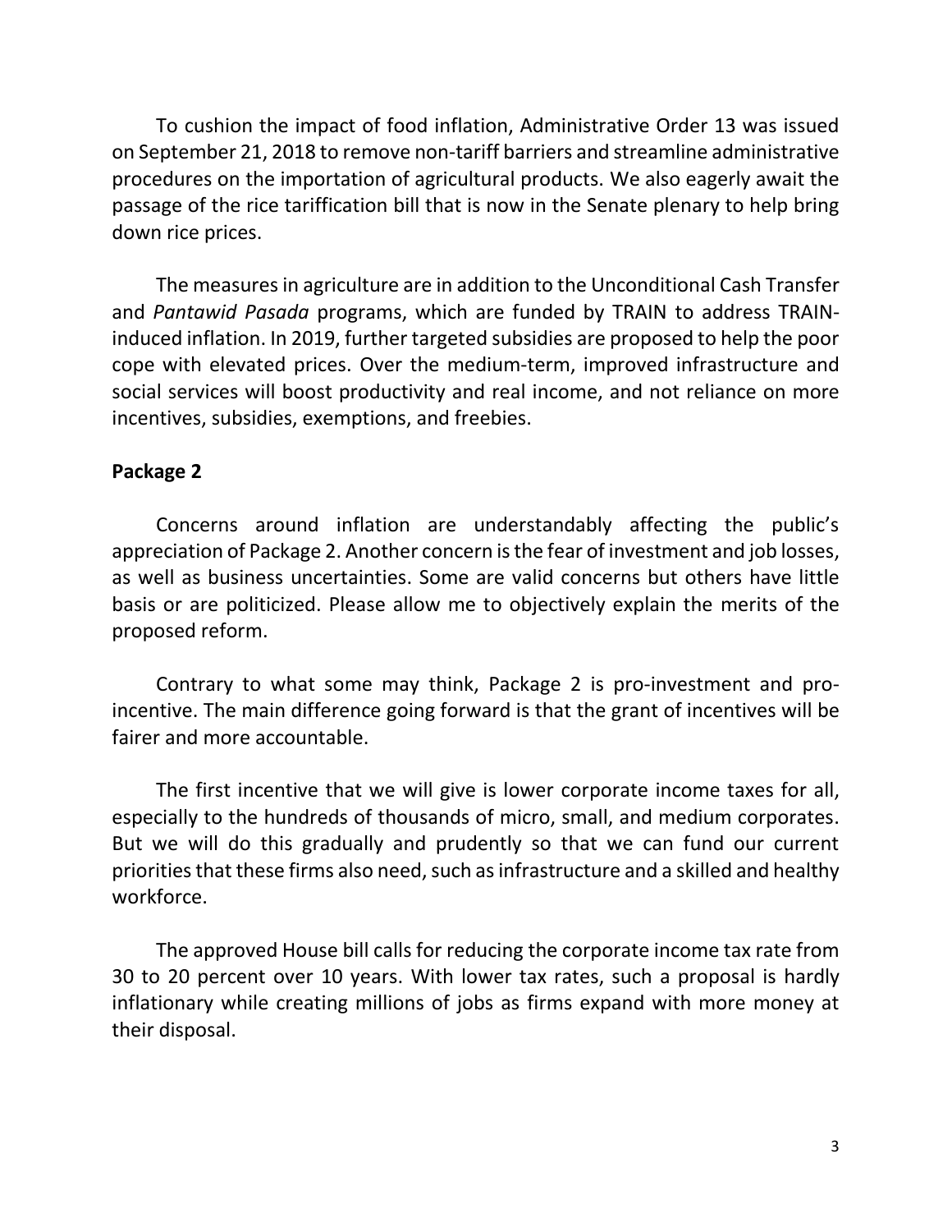To cushion the impact of food inflation, Administrative Order 13 was issued on September 21, 2018 to remove non-tariff barriers and streamline administrative procedures on the importation of agricultural products. We also eagerly await the passage of the rice tariffication bill that is now in the Senate plenary to help bring down rice prices.

The measures in agriculture are in addition to the Unconditional Cash Transfer and *Pantawid Pasada* programs, which are funded by TRAIN to address TRAIN-induced inflation. In 2019, further targeted subsidies are proposed to help the poor cope with elevated prices. Over the medium-term, improved infrastructure and social services will boost productivity and real income, and not reliance on more incentives, subsidies, exemptions, and freebies.

**Package 2**

Concerns around inflation are understandably affecting the public's appreciation of Package 2. Another concern is the fear of investment and job losses, as well as business uncertainties. Some are valid concerns but others have little basis or are politicized. Please allow me to objectively explain the merits of the proposed reform.

Contrary to what some may think, Package 2 is pro-investment and pro-incentive. The main difference going forward is that the grant of incentives will be fairer and more accountable.

The first incentive that we will give is lower corporate income taxes for all, especially to the hundreds of thousands of micro, small, and medium corporates. But we will do this gradually and prudently so that we can fund our current priorities that these firms also need, such as infrastructure and a skilled and healthy workforce.

The approved House bill calls for reducing the corporate income tax rate from 30 to 20 percent over 10 years. With lower tax rates, such a proposal is hardly inflationary while creating millions of jobs as firms expand with more money at their disposal.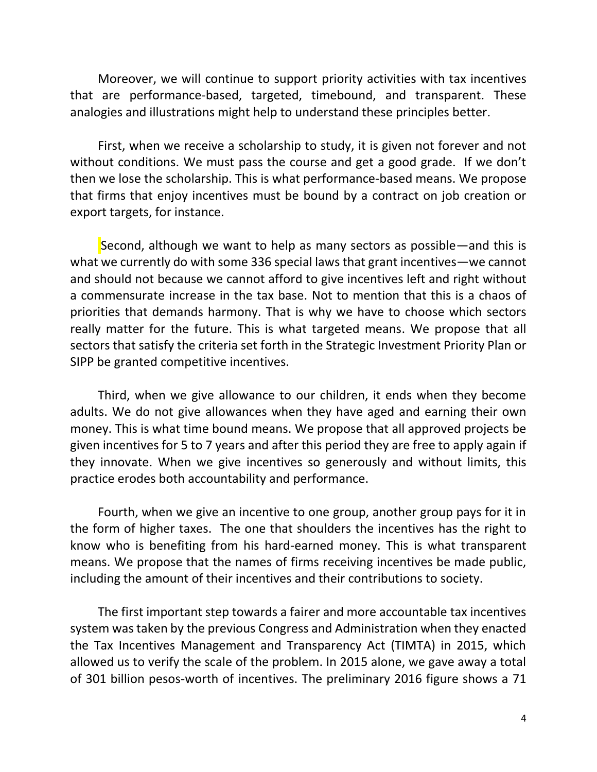Moreover, we will continue to support priority activities with tax incentives that are performance-based, targeted, timebound, and transparent. These analogies and illustrations might help to understand these principles better.

First, when we receive a scholarship to study, it is given not forever and not without conditions. We must pass the course and get a good grade. If we don't then we lose the scholarship. This is what performance-based means. We propose that firms that enjoy incentives must be bound by a contract on job creation or export targets, for instance.

Second, although we want to help as many sectors as possible—and this is what we currently do with some 336 special laws that grant incentives—we cannot and should not because we cannot afford to give incentives left and right without a commensurate increase in the tax base. Not to mention that this is a chaos of priorities that demands harmony. That is why we have to choose which sectors really matter for the future. This is what targeted means. We propose that all sectors that satisfy the criteria set forth in the Strategic Investment Priority Plan or SIPP be granted competitive incentives.

Third, when we give allowance to our children, it ends when they become adults. We do not give allowances when they have aged and earning their own money. This is what time bound means. We propose that all approved projects be given incentives for 5 to 7 years and after this period they are free to apply again if they innovate. When we give incentives so generously and without limits, this practice erodes both accountability and performance.

Fourth, when we give an incentive to one group, another group pays for it in the form of higher taxes. The one that shoulders the incentives has the right to know who is benefiting from his hard-earned money. This is what transparent means. We propose that the names of firms receiving incentives be made public, including the amount of their incentives and their contributions to society.

The first important step towards a fairer and more accountable tax incentives system was taken by the previous Congress and Administration when they enacted the Tax Incentives Management and Transparency Act (TIMTA) in 2015, which allowed us to verify the scale of the problem. In 2015 alone, we gave away a total of 301 billion pesos-worth of incentives. The preliminary 2016 figure shows a 71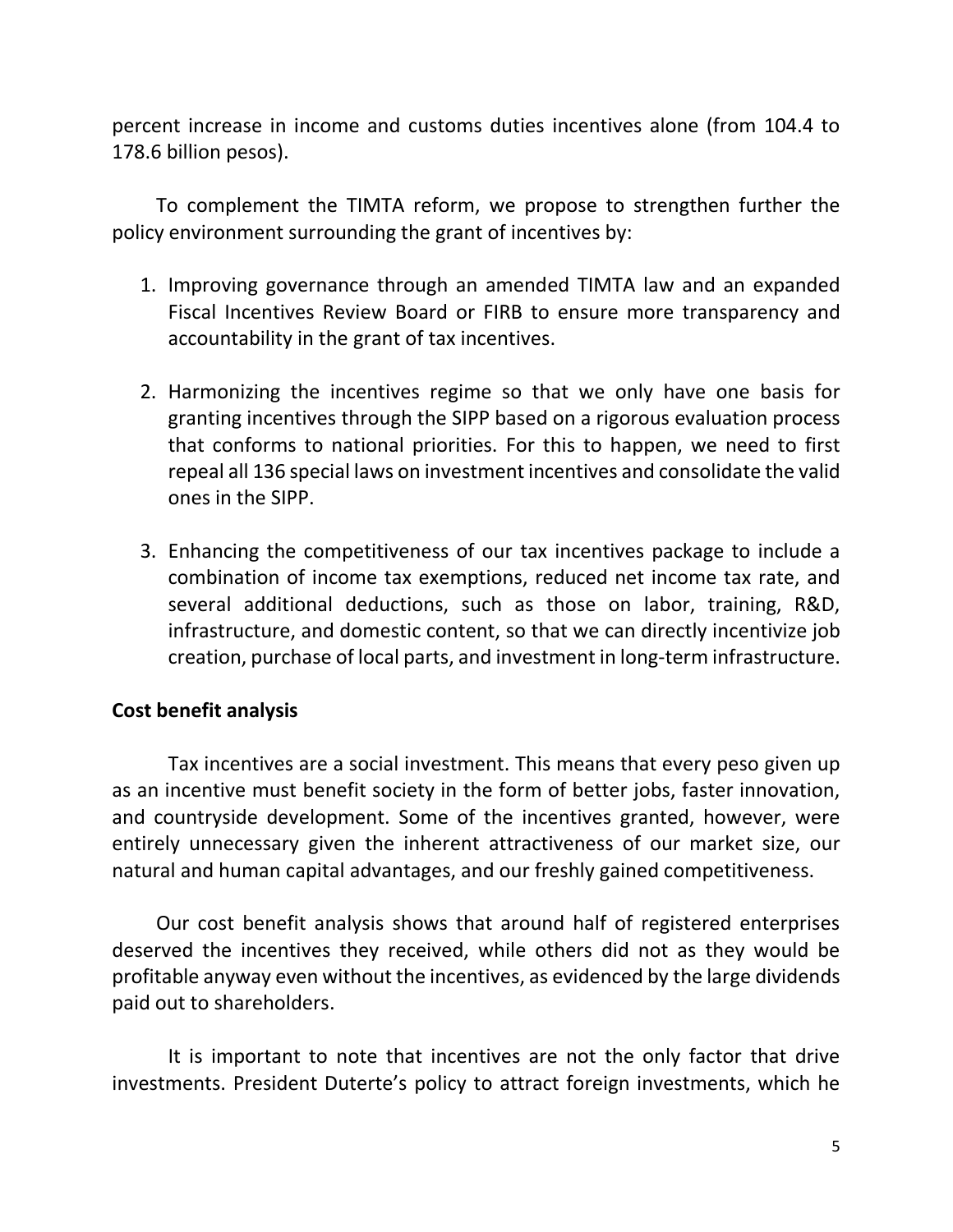percent increase in income and customs duties incentives alone (from 104.4 to 178.6 billion pesos).

To complement the TIMTA reform, we propose to strengthen further the policy environment surrounding the grant of incentives by:

1. Improving governance through an amended TIMTA law and an expanded Fiscal Incentives Review Board or FIRB to ensure more transparency and accountability in the grant of tax incentives.

2. Harmonizing the incentives regime so that we only have one basis for granting incentives through the SIPP based on a rigorous evaluation process that conforms to national priorities. For this to happen, we need to first repeal all 136 special laws on investment incentives and consolidate the valid ones in the SIPP.

3. Enhancing the competitiveness of our tax incentives package to include a combination of income tax exemptions, reduced net income tax rate, and several additional deductions, such as those on labor, training, R&D, infrastructure, and domestic content, so that we can directly incentivize job creation, purchase of local parts, and investment in long-term infrastructure.

**Cost benefit analysis**

Tax incentives are a social investment. This means that every peso given up as an incentive must benefit society in the form of better jobs, faster innovation, and countryside development. Some of the incentives granted, however, were entirely unnecessary given the inherent attractiveness of our market size, our natural and human capital advantages, and our freshly gained competitiveness.

Our cost benefit analysis shows that around half of registered enterprises deserved the incentives they received, while others did not as they would be profitable anyway even without the incentives, as evidenced by the large dividends paid out to shareholders.

It is important to note that incentives are not the only factor that drive investments. President Duterte's policy to attract foreign investments, which he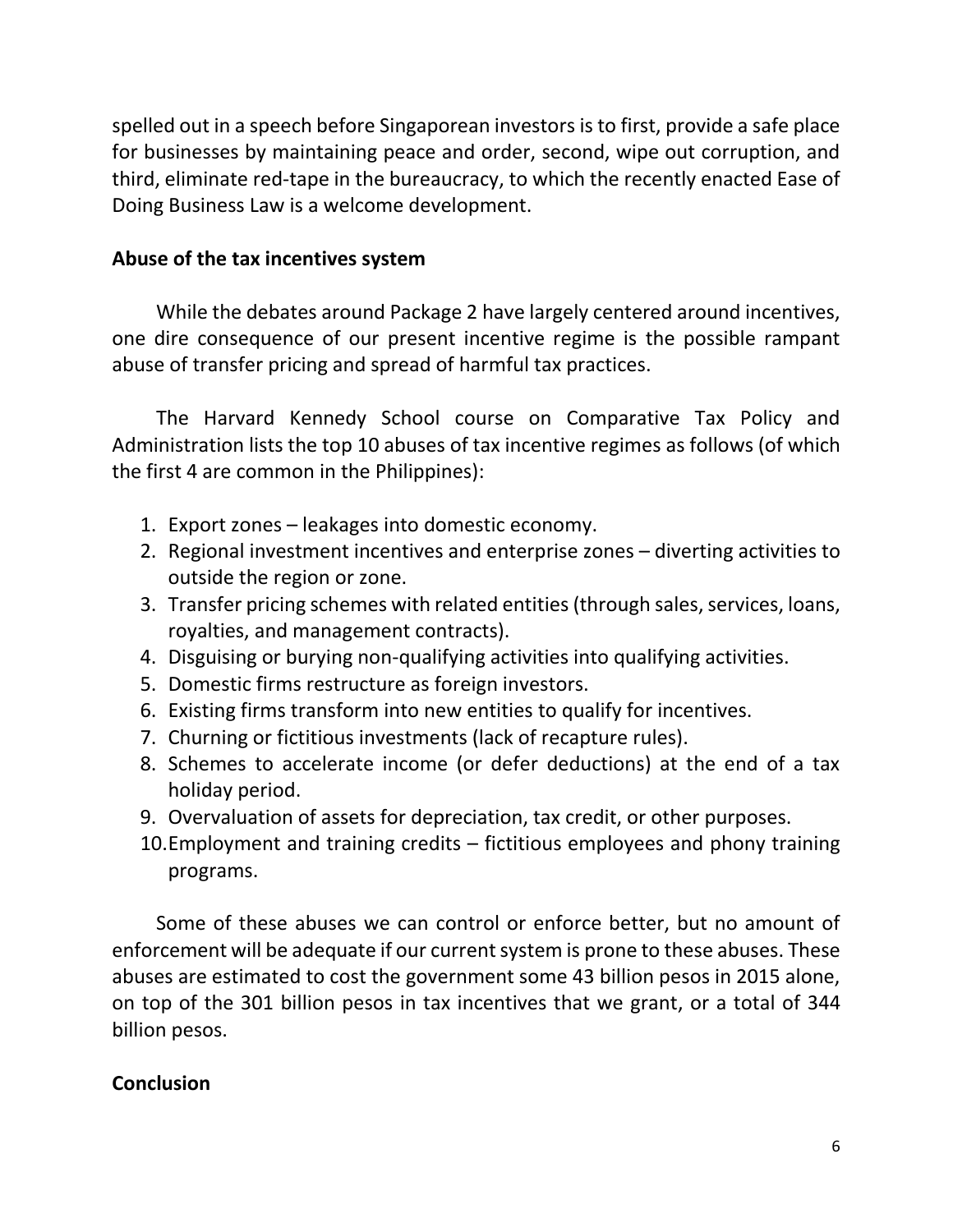spelled out in a speech before Singaporean investors is to first, provide a safe place for businesses by maintaining peace and order, second, wipe out corruption, and third, eliminate red-tape in the bureaucracy, to which the recently enacted Ease of Doing Business Law is a welcome development.

**Abuse of the tax incentives system**

While the debates around Package 2 have largely centered around incentives, one dire consequence of our present incentive regime is the possible rampant abuse of transfer pricing and spread of harmful tax practices.

The Harvard Kennedy School course on Comparative Tax Policy and Administration lists the top 10 abuses of tax incentive regimes as follows (of which the first 4 are common in the Philippines):

1. Export zones – leakages into domestic economy.
2. Regional investment incentives and enterprise zones – diverting activities to outside the region or zone.
3. Transfer pricing schemes with related entities (through sales, services, loans, royalties, and management contracts).
4. Disguising or burying non-qualifying activities into qualifying activities.
5. Domestic firms restructure as foreign investors.
6. Existing firms transform into new entities to qualify for incentives.
7. Churning or fictitious investments (lack of recapture rules).
8. Schemes to accelerate income (or defer deductions) at the end of a tax holiday period.
9. Overvaluation of assets for depreciation, tax credit, or other purposes.
10. Employment and training credits – fictitious employees and phony training programs.

Some of these abuses we can control or enforce better, but no amount of enforcement will be adequate if our current system is prone to these abuses. These abuses are estimated to cost the government some 43 billion pesos in 2015 alone, on top of the 301 billion pesos in tax incentives that we grant, or a total of 344 billion pesos.

**Conclusion**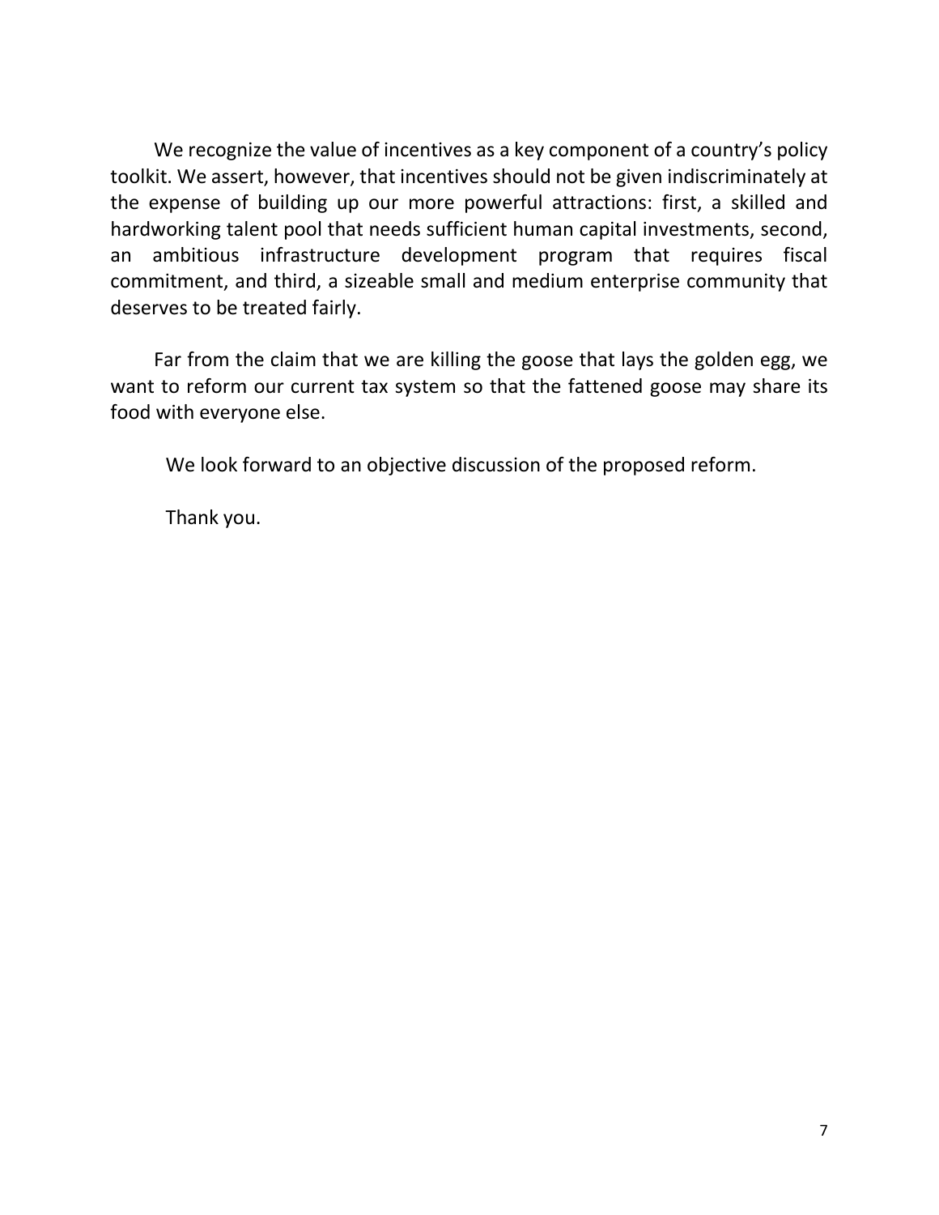We recognize the value of incentives as a key component of a country's policy toolkit. We assert, however, that incentives should not be given indiscriminately at the expense of building up our more powerful attractions: first, a skilled and hardworking talent pool that needs sufficient human capital investments, second, an ambitious infrastructure development program that requires fiscal commitment, and third, a sizeable small and medium enterprise community that deserves to be treated fairly.

Far from the claim that we are killing the goose that lays the golden egg, we want to reform our current tax system so that the fattened goose may share its food with everyone else.

We look forward to an objective discussion of the proposed reform.

Thank you.